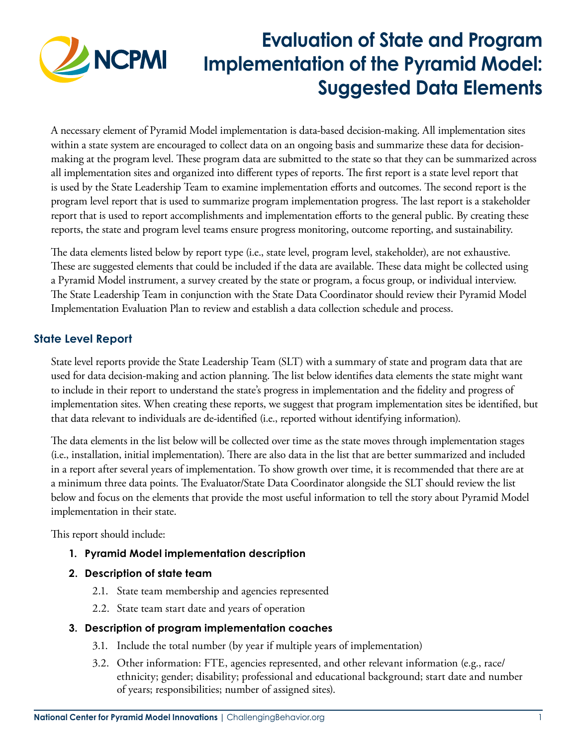# Evaluation of State and Program Implementation of the Pyramid Model: Suggested Data Elements

A necessary element of Pyramid Model implementation is data-based decision-making. All implementation sites within a state system are encouraged to collect data on an ongoing basis and summarize these data for decision-making at the program level. These program data are submitted to the state so that they can be summarized across all implementation sites and organized into different types of reports. The first report is a state level report that is used by the State Leadership Team to examine implementation efforts and outcomes. The second report is the program level report that is used to summarize program implementation progress. The last report is a stakeholder report that is used to report accomplishments and implementation efforts to the general public. By creating these reports, the state and program level teams ensure progress monitoring, outcome reporting, and sustainability.

The data elements listed below by report type (i.e., state level, program level, stakeholder), are not exhaustive. These are suggested elements that could be included if the data are available. These data might be collected using a Pyramid Model instrument, a survey created by the state or program, a focus group, or individual interview. The State Leadership Team in conjunction with the State Data Coordinator should review their Pyramid Model Implementation Evaluation Plan to review and establish a data collection schedule and process.

## State Level Report

State level reports provide the State Leadership Team (SLT) with a summary of state and program data that are used for data decision-making and action planning. The list below identifies data elements the state might want to include in their report to understand the state's progress in implementation and the fidelity and progress of implementation sites. When creating these reports, we suggest that program implementation sites be identified, but that data relevant to individuals are de-identified (i.e., reported without identifying information).

The data elements in the list below will be collected over time as the state moves through implementation stages (i.e., installation, initial implementation). There are also data in the list that are better summarized and included in a report after several years of implementation. To show growth over time, it is recommended that there are at a minimum three data points. The Evaluator/State Data Coordinator alongside the SLT should review the list below and focus on the elements that provide the most useful information to tell the story about Pyramid Model implementation in their state.

This report should include:

1. **Pyramid Model implementation description**
2. **Description of state team**
   - 2.1. State team membership and agencies represented
   - 2.2. State team start date and years of operation
3. **Description of program implementation coaches**
   - 3.1. Include the total number (by year if multiple years of implementation)
   - 3.2. Other information: FTE, agencies represented, and other relevant information (e.g., race/ethnicity; gender; disability; professional and educational background; start date and number of years; responsibilities; number of assigned sites).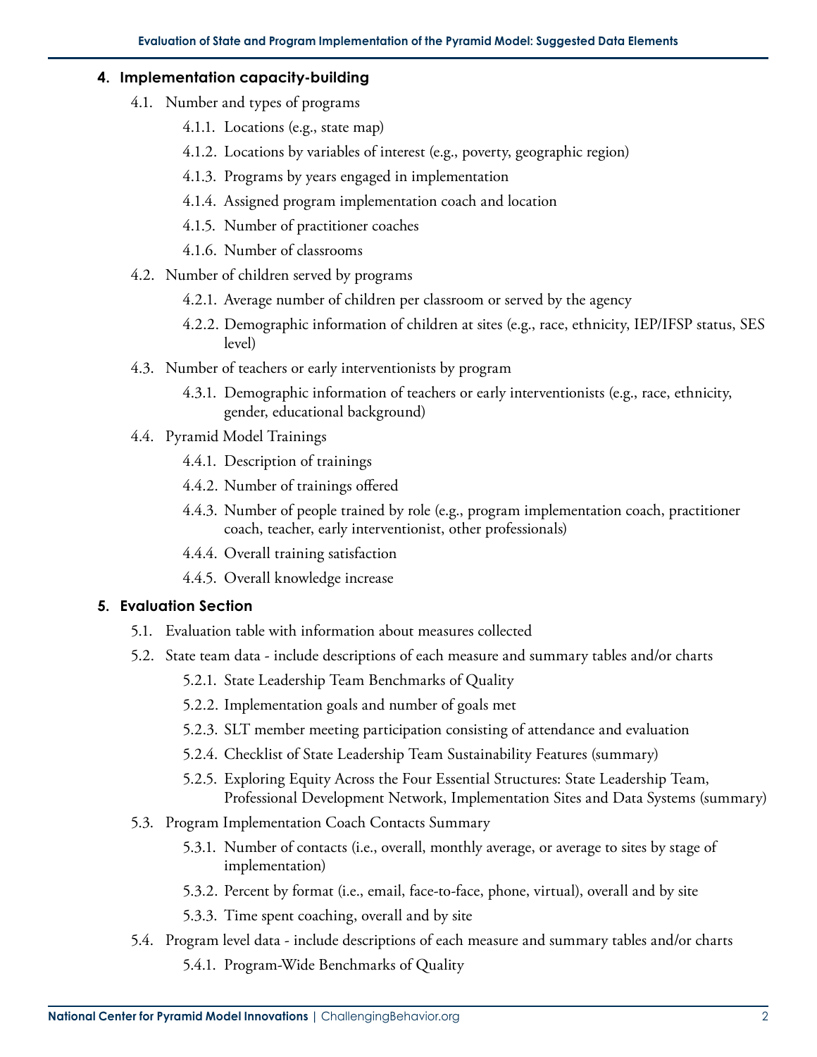## 4. Implementation capacity-building

- 4.1. Number and types of programs
  - 4.1.1. Locations (e.g., state map)
  - 4.1.2. Locations by variables of interest (e.g., poverty, geographic region)
  - 4.1.3. Programs by years engaged in implementation
  - 4.1.4. Assigned program implementation coach and location
  - 4.1.5. Number of practitioner coaches
  - 4.1.6. Number of classrooms
- 4.2. Number of children served by programs
  - 4.2.1. Average number of children per classroom or served by the agency
  - 4.2.2. Demographic information of children at sites (e.g., race, ethnicity, IEP/IFSP status, SES level)
- 4.3. Number of teachers or early interventionists by program
  - 4.3.1. Demographic information of teachers or early interventionists (e.g., race, ethnicity, gender, educational background)
- 4.4. Pyramid Model Trainings
  - 4.4.1. Description of trainings
  - 4.4.2. Number of trainings offered
  - 4.4.3. Number of people trained by role (e.g., program implementation coach, practitioner coach, teacher, early interventionist, other professionals)
  - 4.4.4. Overall training satisfaction
  - 4.4.5. Overall knowledge increase

## 5. Evaluation Section

- 5.1. Evaluation table with information about measures collected
- 5.2. State team data - include descriptions of each measure and summary tables and/or charts
  - 5.2.1. State Leadership Team Benchmarks of Quality
  - 5.2.2. Implementation goals and number of goals met
  - 5.2.3. SLT member meeting participation consisting of attendance and evaluation
  - 5.2.4. Checklist of State Leadership Team Sustainability Features (summary)
  - 5.2.5. Exploring Equity Across the Four Essential Structures: State Leadership Team, Professional Development Network, Implementation Sites and Data Systems (summary)
- 5.3. Program Implementation Coach Contacts Summary
  - 5.3.1. Number of contacts (i.e., overall, monthly average, or average to sites by stage of implementation)
  - 5.3.2. Percent by format (i.e., email, face-to-face, phone, virtual), overall and by site
  - 5.3.3. Time spent coaching, overall and by site
- 5.4. Program level data - include descriptions of each measure and summary tables and/or charts
  - 5.4.1. Program-Wide Benchmarks of Quality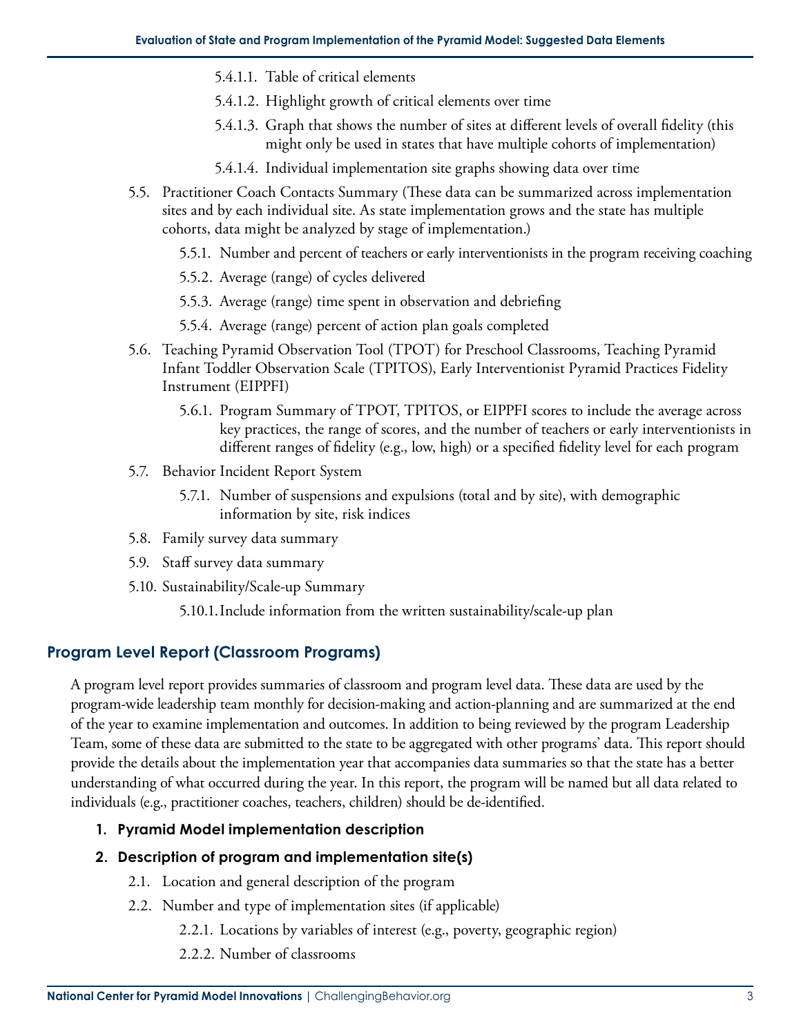- 5.4.1.1. Table of critical elements
- 5.4.1.2. Highlight growth of critical elements over time
- 5.4.1.3. Graph that shows the number of sites at different levels of overall fidelity (this might only be used in states that have multiple cohorts of implementation)
- 5.4.1.4. Individual implementation site graphs showing data over time

5.5. Practitioner Coach Contacts Summary (These data can be summarized across implementation sites and by each individual site. As state implementation grows and the state has multiple cohorts, data might be analyzed by stage of implementation.)

- 5.5.1. Number and percent of teachers or early interventionists in the program receiving coaching
- 5.5.2. Average (range) of cycles delivered
- 5.5.3. Average (range) time spent in observation and debriefing
- 5.5.4. Average (range) percent of action plan goals completed

5.6. Teaching Pyramid Observation Tool (TPOT) for Preschool Classrooms, Teaching Pyramid Infant Toddler Observation Scale (TPITOS), Early Interventionist Pyramid Practices Fidelity Instrument (EIPPFI)

- 5.6.1. Program Summary of TPOT, TPITOS, or EIPPFI scores to include the average across key practices, the range of scores, and the number of teachers or early interventionists in different ranges of fidelity (e.g., low, high) or a specified fidelity level for each program

5.7. Behavior Incident Report System

- 5.7.1. Number of suspensions and expulsions (total and by site), with demographic information by site, risk indices

5.8. Family survey data summary

5.9. Staff survey data summary

5.10. Sustainability/Scale-up Summary

- 5.10.1. Include information from the written sustainability/scale-up plan

## Program Level Report (Classroom Programs)

A program level report provides summaries of classroom and program level data. These data are used by the program-wide leadership team monthly for decision-making and action-planning and are summarized at the end of the year to examine implementation and outcomes. In addition to being reviewed by the program Leadership Team, some of these data are submitted to the state to be aggregated with other programs' data. This report should provide the details about the implementation year that accompanies data summaries so that the state has a better understanding of what occurred during the year. In this report, the program will be named but all data related to individuals (e.g., practitioner coaches, teachers, children) should be de-identified.

1. **Pyramid Model implementation description**
2. **Description of program and implementation site(s)**

2.1. Location and general description of the program

2.2. Number and type of implementation sites (if applicable)

- 2.2.1. Locations by variables of interest (e.g., poverty, geographic region)
- 2.2.2. Number of classrooms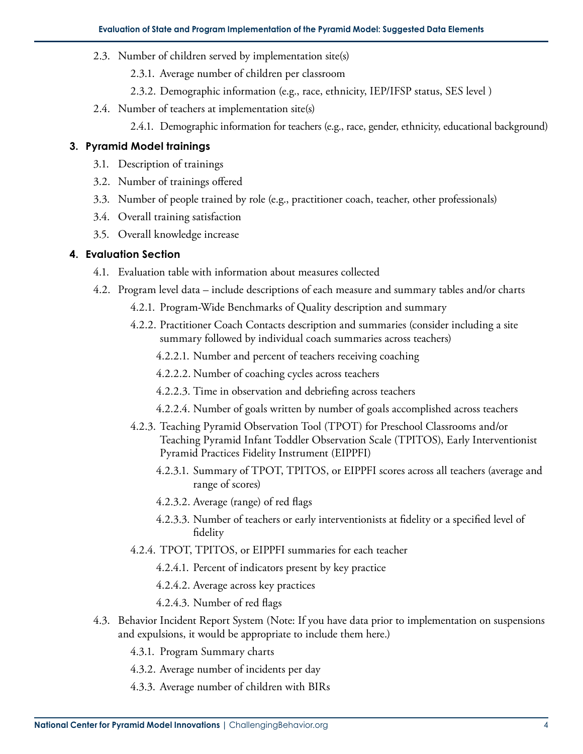- 2.3. Number of children served by implementation site(s)
  - 2.3.1. Average number of children per classroom
  - 2.3.2. Demographic information (e.g., race, ethnicity, IEP/IFSP status, SES level )
- 2.4. Number of teachers at implementation site(s)
  - 2.4.1. Demographic information for teachers (e.g., race, gender, ethnicity, educational background)

### 3. Pyramid Model trainings

- 3.1. Description of trainings
- 3.2. Number of trainings offered
- 3.3. Number of people trained by role (e.g., practitioner coach, teacher, other professionals)
- 3.4. Overall training satisfaction
- 3.5. Overall knowledge increase

### 4. Evaluation Section

- 4.1. Evaluation table with information about measures collected
- 4.2. Program level data – include descriptions of each measure and summary tables and/or charts
  - 4.2.1. Program-Wide Benchmarks of Quality description and summary
  - 4.2.2. Practitioner Coach Contacts description and summaries (consider including a site summary followed by individual coach summaries across teachers)
    - 4.2.2.1. Number and percent of teachers receiving coaching
    - 4.2.2.2. Number of coaching cycles across teachers
    - 4.2.2.3. Time in observation and debriefing across teachers
    - 4.2.2.4. Number of goals written by number of goals accomplished across teachers
  - 4.2.3. Teaching Pyramid Observation Tool (TPOT) for Preschool Classrooms and/or Teaching Pyramid Infant Toddler Observation Scale (TPITOS), Early Interventionist Pyramid Practices Fidelity Instrument (EIPPFI)
    - 4.2.3.1. Summary of TPOT, TPITOS, or EIPPFI scores across all teachers (average and range of scores)
    - 4.2.3.2. Average (range) of red flags
    - 4.2.3.3. Number of teachers or early interventionists at fidelity or a specified level of fidelity
  - 4.2.4. TPOT, TPITOS, or EIPPFI summaries for each teacher
    - 4.2.4.1. Percent of indicators present by key practice
    - 4.2.4.2. Average across key practices
    - 4.2.4.3. Number of red flags
- 4.3. Behavior Incident Report System (Note: If you have data prior to implementation on suspensions and expulsions, it would be appropriate to include them here.)
  - 4.3.1. Program Summary charts
  - 4.3.2. Average number of incidents per day
  - 4.3.3. Average number of children with BIRs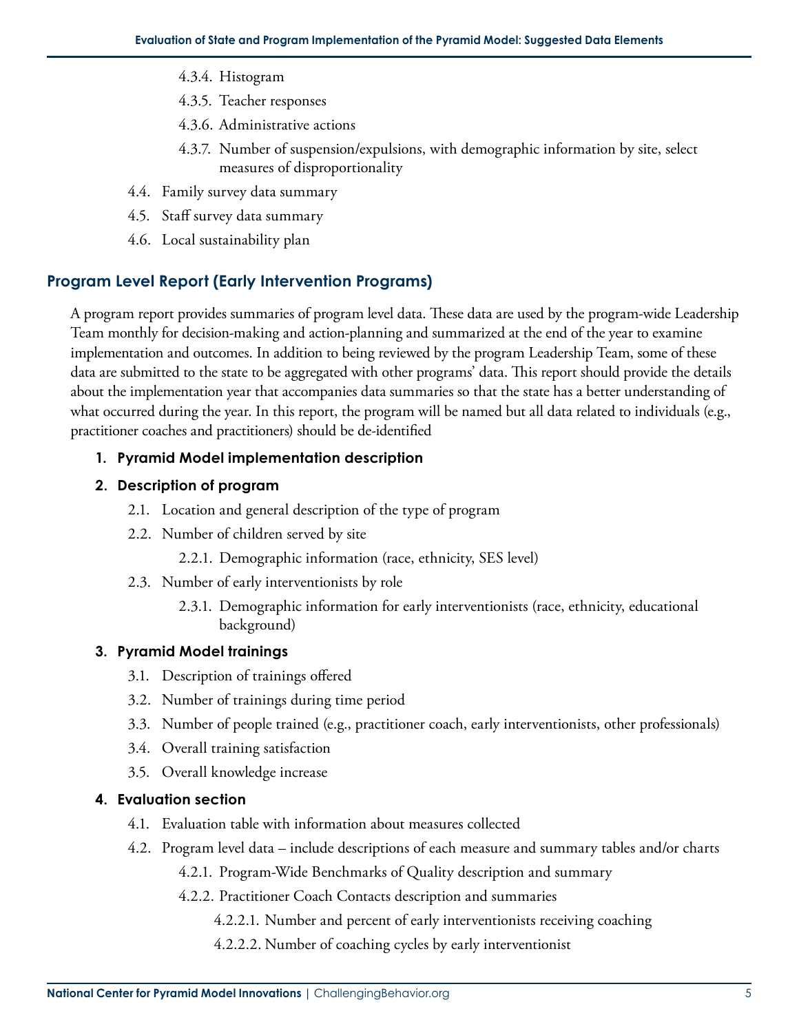- 4.3.4. Histogram
- 4.3.5. Teacher responses
- 4.3.6. Administrative actions
- 4.3.7. Number of suspension/expulsions, with demographic information by site, select measures of disproportionality

- 4.4. Family survey data summary
- 4.5. Staff survey data summary
- 4.6. Local sustainability plan

## Program Level Report (Early Intervention Programs)

A program report provides summaries of program level data. These data are used by the program-wide Leadership Team monthly for decision-making and action-planning and summarized at the end of the year to examine implementation and outcomes. In addition to being reviewed by the program Leadership Team, some of these data are submitted to the state to be aggregated with other programs' data. This report should provide the details about the implementation year that accompanies data summaries so that the state has a better understanding of what occurred during the year. In this report, the program will be named but all data related to individuals (e.g., practitioner coaches and practitioners) should be de-identified

**1. Pyramid Model implementation description**

**2. Description of program**

- 2.1. Location and general description of the type of program
- 2.2. Number of children served by site
  - 2.2.1. Demographic information (race, ethnicity, SES level)
- 2.3. Number of early interventionists by role
  - 2.3.1. Demographic information for early interventionists (race, ethnicity, educational background)

**3. Pyramid Model trainings**

- 3.1. Description of trainings offered
- 3.2. Number of trainings during time period
- 3.3. Number of people trained (e.g., practitioner coach, early interventionists, other professionals)
- 3.4. Overall training satisfaction
- 3.5. Overall knowledge increase

**4. Evaluation section**

- 4.1. Evaluation table with information about measures collected
- 4.2. Program level data – include descriptions of each measure and summary tables and/or charts
  - 4.2.1. Program-Wide Benchmarks of Quality description and summary
  - 4.2.2. Practitioner Coach Contacts description and summaries
    - 4.2.2.1. Number and percent of early interventionists receiving coaching
    - 4.2.2.2. Number of coaching cycles by early interventionist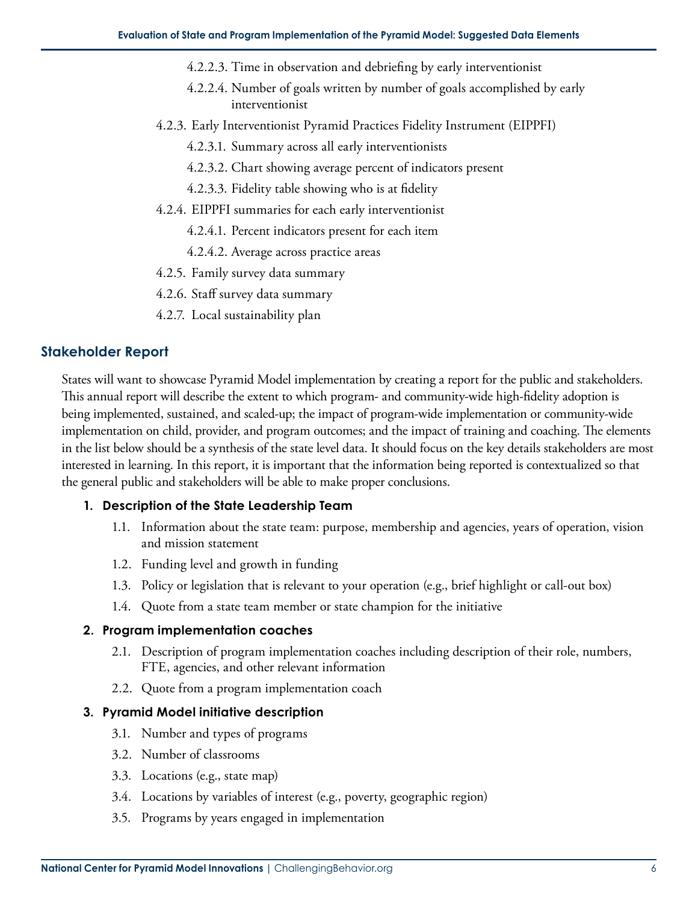- 4.2.2.3. Time in observation and debriefing by early interventionist
- 4.2.2.4. Number of goals written by number of goals accomplished by early interventionist

- 4.2.3. Early Interventionist Pyramid Practices Fidelity Instrument (EIPPFI)
  - 4.2.3.1. Summary across all early interventionists
  - 4.2.3.2. Chart showing average percent of indicators present
  - 4.2.3.3. Fidelity table showing who is at fidelity
- 4.2.4. EIPPFI summaries for each early interventionist
  - 4.2.4.1. Percent indicators present for each item
  - 4.2.4.2. Average across practice areas
- 4.2.5. Family survey data summary
- 4.2.6. Staff survey data summary
- 4.2.7. Local sustainability plan

## Stakeholder Report

States will want to showcase Pyramid Model implementation by creating a report for the public and stakeholders. This annual report will describe the extent to which program- and community-wide high-fidelity adoption is being implemented, sustained, and scaled-up; the impact of program-wide implementation or community-wide implementation on child, provider, and program outcomes; and the impact of training and coaching. The elements in the list below should be a synthesis of the state level data. It should focus on the key details stakeholders are most interested in learning. In this report, it is important that the information being reported is contextualized so that the general public and stakeholders will be able to make proper conclusions.

**1. Description of the State Leadership Team**

- 1.1. Information about the state team: purpose, membership and agencies, years of operation, vision and mission statement
- 1.2. Funding level and growth in funding
- 1.3. Policy or legislation that is relevant to your operation (e.g., brief highlight or call-out box)
- 1.4. Quote from a state team member or state champion for the initiative

**2. Program implementation coaches**

- 2.1. Description of program implementation coaches including description of their role, numbers, FTE, agencies, and other relevant information
- 2.2. Quote from a program implementation coach

**3. Pyramid Model initiative description**

- 3.1. Number and types of programs
- 3.2. Number of classrooms
- 3.3. Locations (e.g., state map)
- 3.4. Locations by variables of interest (e.g., poverty, geographic region)
- 3.5. Programs by years engaged in implementation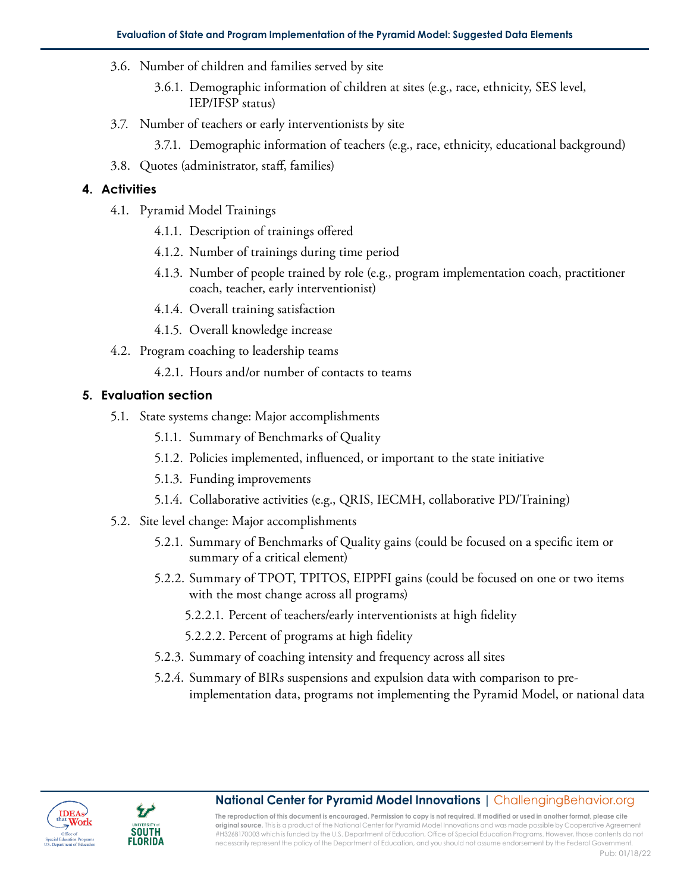3.6. Number of children and families served by site

    3.6.1. Demographic information of children at sites (e.g., race, ethnicity, SES level, IEP/IFSP status)

3.7. Number of teachers or early interventionists by site

    3.7.1. Demographic information of teachers (e.g., race, ethnicity, educational background)

3.8. Quotes (administrator, staff, families)

## 4. Activities

4.1. Pyramid Model Trainings

    4.1.1. Description of trainings offered

    4.1.2. Number of trainings during time period

    4.1.3. Number of people trained by role (e.g., program implementation coach, practitioner coach, teacher, early interventionist)

    4.1.4. Overall training satisfaction

    4.1.5. Overall knowledge increase

4.2. Program coaching to leadership teams

    4.2.1. Hours and/or number of contacts to teams

## 5. Evaluation section

5.1. State systems change: Major accomplishments

    5.1.1. Summary of Benchmarks of Quality

    5.1.2. Policies implemented, influenced, or important to the state initiative

    5.1.3. Funding improvements

    5.1.4. Collaborative activities (e.g., QRIS, IECMH, collaborative PD/Training)

5.2. Site level change: Major accomplishments

    5.2.1. Summary of Benchmarks of Quality gains (could be focused on a specific item or summary of a critical element)

    5.2.2. Summary of TPOT, TPITOS, EIPPFI gains (could be focused on one or two items with the most change across all programs)

        5.2.2.1. Percent of teachers/early interventionists at high fidelity

        5.2.2.2. Percent of programs at high fidelity

    5.2.3. Summary of coaching intensity and frequency across all sites

    5.2.4. Summary of BIRs suspensions and expulsion data with comparison to pre-implementation data, programs not implementing the Pyramid Model, or national data

**National Center for Pyramid Model Innovations** | ChallengingBehavior.org

**The reproduction of this document is encouraged. Permission to copy is not required. If modified or used in another format, please cite original source.** This is a product of the National Center for Pyramid Model Innovations and was made possible by Cooperative Agreement #H326B170003 which is funded by the U.S. Department of Education, Office of Special Education Programs. However, those contents do not necessarily represent the policy of the Department of Education, and you should not assume endorsement by the Federal Government.

Pub: 01/18/22